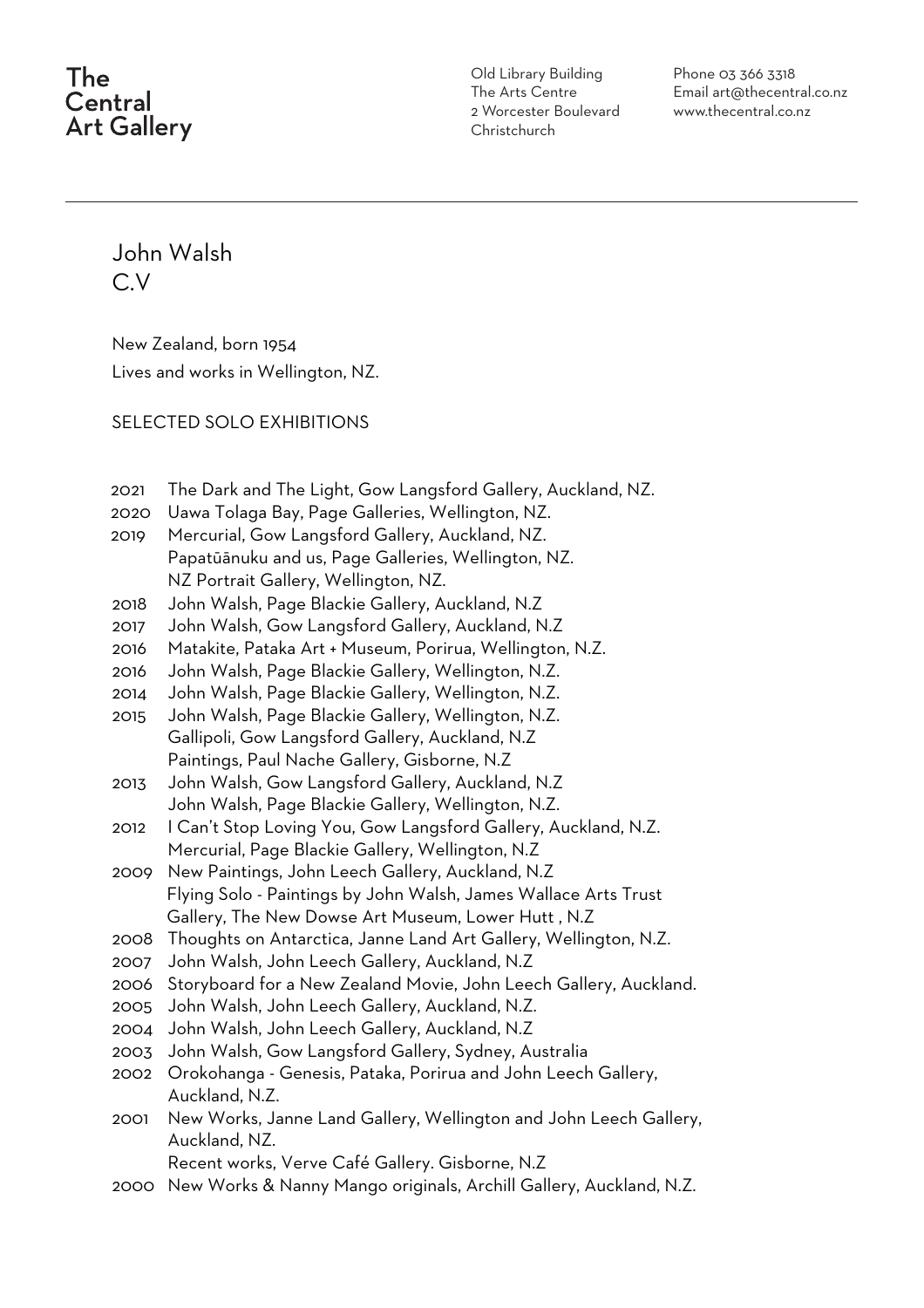# The Central Art Gallery

Old Library Building
The Arts Centre
2 Worcester Boulevard
Christchurch

Phone 03 366 3318
Email art@thecentral.co.nz
www.thecentral.co.nz

---

## John Walsh
## C.V

New Zealand, born 1954
Lives and works in Wellington, NZ.

### SELECTED SOLO EXHIBITIONS

2021 The Dark and The Light, Gow Langsford Gallery, Auckland, NZ.
2020 Uawa Tolaga Bay, Page Galleries, Wellington, NZ.
2019 Mercurial, Gow Langsford Gallery, Auckland, NZ.
Papatūānuku and us, Page Galleries, Wellington, NZ.
NZ Portrait Gallery, Wellington, NZ.
2018 John Walsh, Page Blackie Gallery, Auckland, N.Z
2017 John Walsh, Gow Langsford Gallery, Auckland, N.Z
2016 Matakite, Pataka Art + Museum, Porirua, Wellington, N.Z.
2016 John Walsh, Page Blackie Gallery, Wellington, N.Z.
2014 John Walsh, Page Blackie Gallery, Wellington, N.Z.
2015 John Walsh, Page Blackie Gallery, Wellington, N.Z.
Gallipoli, Gow Langsford Gallery, Auckland, N.Z
Paintings, Paul Nache Gallery, Gisborne, N.Z
2013 John Walsh, Gow Langsford Gallery, Auckland, N.Z
John Walsh, Page Blackie Gallery, Wellington, N.Z.
2012 I Can't Stop Loving You, Gow Langsford Gallery, Auckland, N.Z.
Mercurial, Page Blackie Gallery, Wellington, N.Z
2009 New Paintings, John Leech Gallery, Auckland, N.Z
Flying Solo - Paintings by John Walsh, James Wallace Arts Trust Gallery, The New Dowse Art Museum, Lower Hutt , N.Z
2008 Thoughts on Antarctica, Janne Land Art Gallery, Wellington, N.Z.
2007 John Walsh, John Leech Gallery, Auckland, N.Z
2006 Storyboard for a New Zealand Movie, John Leech Gallery, Auckland.
2005 John Walsh, John Leech Gallery, Auckland, N.Z.
2004 John Walsh, John Leech Gallery, Auckland, N.Z
2003 John Walsh, Gow Langsford Gallery, Sydney, Australia
2002 Orokohanga - Genesis, Pataka, Porirua and John Leech Gallery, Auckland, N.Z.
2001 New Works, Janne Land Gallery, Wellington and John Leech Gallery, Auckland, NZ.
Recent works, Verve Café Gallery. Gisborne, N.Z
2000 New Works & Nanny Mango originals, Archill Gallery, Auckland, N.Z.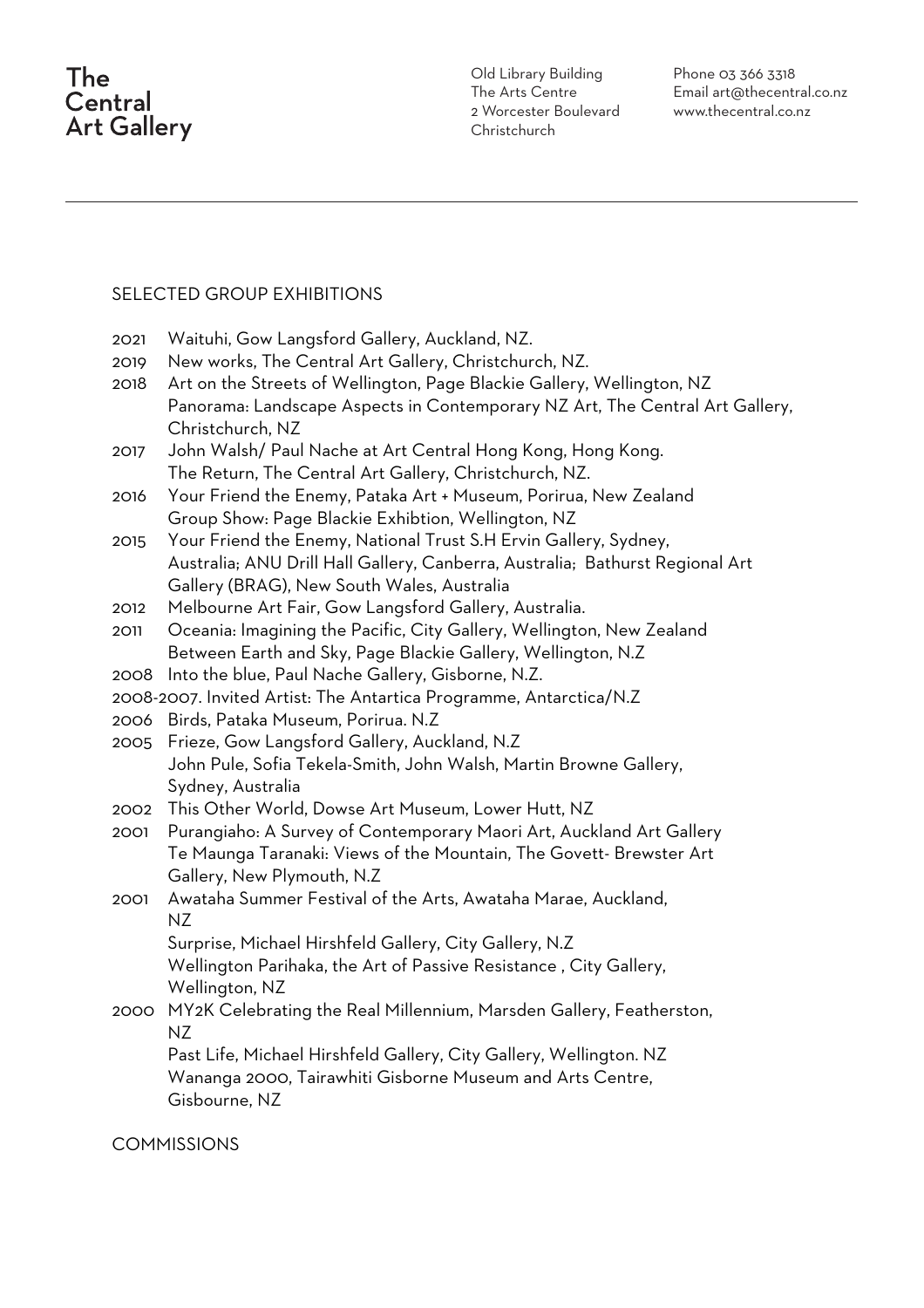## SELECTED GROUP EXHIBITIONS

2021 Waituhi, Gow Langsford Gallery, Auckland, NZ.

2019 New works, The Central Art Gallery, Christchurch, NZ.

2018 Art on the Streets of Wellington, Page Blackie Gallery, Wellington, NZ
Panorama: Landscape Aspects in Contemporary NZ Art, The Central Art Gallery, Christchurch, NZ

2017 John Walsh/ Paul Nache at Art Central Hong Kong, Hong Kong.
The Return, The Central Art Gallery, Christchurch, NZ.

2016 Your Friend the Enemy, Pataka Art + Museum, Porirua, New Zealand
Group Show: Page Blackie Exhibtion, Wellington, NZ

2015 Your Friend the Enemy, National Trust S.H Ervin Gallery, Sydney, Australia; ANU Drill Hall Gallery, Canberra, Australia; Bathurst Regional Art Gallery (BRAG), New South Wales, Australia

2012 Melbourne Art Fair, Gow Langsford Gallery, Australia.

2011 Oceania: Imagining the Pacific, City Gallery, Wellington, New Zealand
Between Earth and Sky, Page Blackie Gallery, Wellington, N.Z

2008 Into the blue, Paul Nache Gallery, Gisborne, N.Z.

2008-2007. Invited Artist: The Antartica Programme, Antarctica/N.Z

2006 Birds, Pataka Museum, Porirua. N.Z

2005 Frieze, Gow Langsford Gallery, Auckland, N.Z
John Pule, Sofia Tekela-Smith, John Walsh, Martin Browne Gallery, Sydney, Australia

2002 This Other World, Dowse Art Museum, Lower Hutt, NZ

2001 Purangiaho: A Survey of Contemporary Maori Art, Auckland Art Gallery
Te Maunga Taranaki: Views of the Mountain, The Govett- Brewster Art Gallery, New Plymouth, N.Z

2001 Awataha Summer Festival of the Arts, Awataha Marae, Auckland, NZ
Surprise, Michael Hirshfeld Gallery, City Gallery, N.Z
Wellington Parihaka, the Art of Passive Resistance , City Gallery, Wellington, NZ

2000 MY2K Celebrating the Real Millennium, Marsden Gallery, Featherston, NZ
Past Life, Michael Hirshfeld Gallery, City Gallery, Wellington. NZ
Wananga 2000, Tairawhiti Gisborne Museum and Arts Centre, Gisbourne, NZ

## COMMISSIONS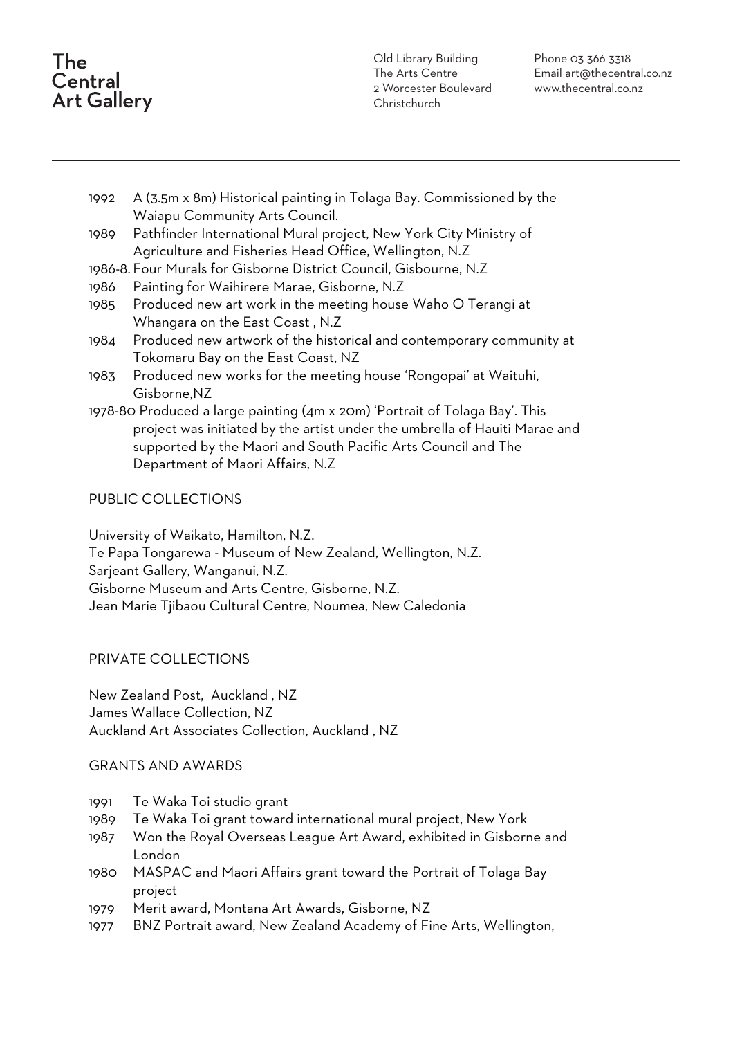1992 A (3.5m x 8m) Historical painting in Tolaga Bay. Commissioned by the Waiapu Community Arts Council.
1989 Pathfinder International Mural project, New York City Ministry of Agriculture and Fisheries Head Office, Wellington, N.Z
1986-8. Four Murals for Gisborne District Council, Gisbourne, N.Z
1986 Painting for Waihirere Marae, Gisborne, N.Z
1985 Produced new art work in the meeting house Waho O Terangi at Whangara on the East Coast , N.Z
1984 Produced new artwork of the historical and contemporary community at Tokomaru Bay on the East Coast, NZ
1983 Produced new works for the meeting house 'Rongopai' at Waituhi, Gisborne,NZ
1978-80 Produced a large painting (4m x 20m) 'Portrait of Tolaga Bay'. This project was initiated by the artist under the umbrella of Hauiti Marae and supported by the Maori and South Pacific Arts Council and The Department of Maori Affairs, N.Z

PUBLIC COLLECTIONS

University of Waikato, Hamilton, N.Z.
Te Papa Tongarewa - Museum of New Zealand, Wellington, N.Z.
Sarjeant Gallery, Wanganui, N.Z.
Gisborne Museum and Arts Centre, Gisborne, N.Z.
Jean Marie Tjibaou Cultural Centre, Noumea, New Caledonia

PRIVATE COLLECTIONS

New Zealand Post, Auckland , NZ
James Wallace Collection, NZ
Auckland Art Associates Collection, Auckland , NZ

GRANTS AND AWARDS

1991 Te Waka Toi studio grant
1989 Te Waka Toi grant toward international mural project, New York
1987 Won the Royal Overseas League Art Award, exhibited in Gisborne and London
1980 MASPAC and Maori Affairs grant toward the Portrait of Tolaga Bay project
1979 Merit award, Montana Art Awards, Gisborne, NZ
1977 BNZ Portrait award, New Zealand Academy of Fine Arts, Wellington,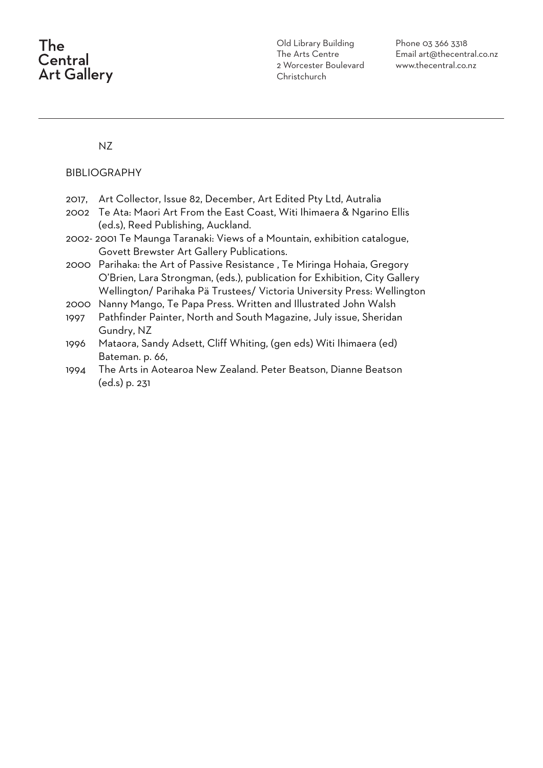NZ

BIBLIOGRAPHY

2017, Art Collector, Issue 82, December, Art Edited Pty Ltd, Autralia

2002 Te Ata: Maori Art From the East Coast, Witi Ihimaera & Ngarino Ellis (ed.s), Reed Publishing, Auckland.

2002- 2001 Te Maunga Taranaki: Views of a Mountain, exhibition catalogue, Govett Brewster Art Gallery Publications.

2000 Parihaka: the Art of Passive Resistance , Te Miringa Hohaia, Gregory O'Brien, Lara Strongman, (eds.), publication for Exhibition, City Gallery Wellington/ Parihaka Pä Trustees/ Victoria University Press: Wellington

2000 Nanny Mango, Te Papa Press. Written and Illustrated John Walsh

1997 Pathfinder Painter, North and South Magazine, July issue, Sheridan Gundry, NZ

1996 Mataora, Sandy Adsett, Cliff Whiting, (gen eds) Witi Ihimaera (ed) Bateman. p. 66,

1994 The Arts in Aotearoa New Zealand. Peter Beatson, Dianne Beatson (ed.s) p. 231